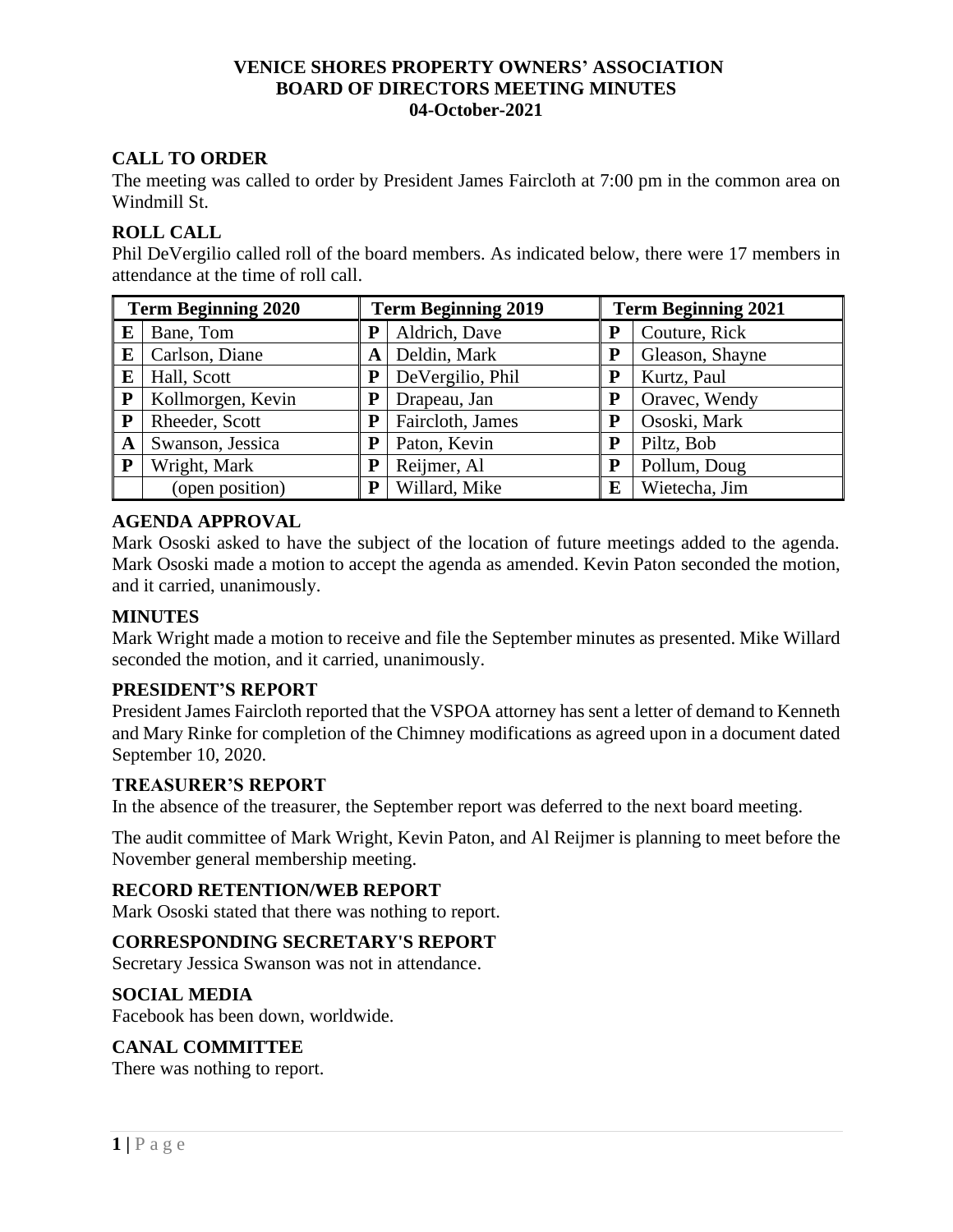**VENICE SHORES PROPERTY OWNERS' ASSOCIATION**
**BOARD OF DIRECTORS MEETING MINUTES**
**04-October-2021**

## CALL TO ORDER

The meeting was called to order by President James Faircloth at 7:00 pm in the common area on Windmill St.

## ROLL CALL

Phil DeVergilio called roll of the board members. As indicated below, there were 17 members in attendance at the time of roll call.

| Term Beginning 2020 | | Term Beginning 2019 | | Term Beginning 2021 | |
|---|---|---|---|---|---|
| E | Bane, Tom | P | Aldrich, Dave | P | Couture, Rick |
| E | Carlson, Diane | A | Deldin, Mark | P | Gleason, Shayne |
| E | Hall, Scott | P | DeVergilio, Phil | P | Kurtz, Paul |
| P | Kollmorgen, Kevin | P | Drapeau, Jan | P | Oravec, Wendy |
| P | Rheeder, Scott | P | Faircloth, James | P | Ososki, Mark |
| A | Swanson, Jessica | P | Paton, Kevin | P | Piltz, Bob |
| P | Wright, Mark | P | Reijmer, Al | P | Pollum, Doug |
| | (open position) | P | Willard, Mike | E | Wietecha, Jim |

## AGENDA APPROVAL

Mark Ososki asked to have the subject of the location of future meetings added to the agenda. Mark Ososki made a motion to accept the agenda as amended. Kevin Paton seconded the motion, and it carried, unanimously.

## MINUTES

Mark Wright made a motion to receive and file the September minutes as presented. Mike Willard seconded the motion, and it carried, unanimously.

## PRESIDENT'S REPORT

President James Faircloth reported that the VSPOA attorney has sent a letter of demand to Kenneth and Mary Rinke for completion of the Chimney modifications as agreed upon in a document dated September 10, 2020.

## TREASURER'S REPORT

In the absence of the treasurer, the September report was deferred to the next board meeting.

The audit committee of Mark Wright, Kevin Paton, and Al Reijmer is planning to meet before the November general membership meeting.

## RECORD RETENTION/WEB REPORT

Mark Ososki stated that there was nothing to report.

## CORRESPONDING SECRETARY'S REPORT

Secretary Jessica Swanson was not in attendance.

## SOCIAL MEDIA

Facebook has been down, worldwide.

## CANAL COMMITTEE

There was nothing to report.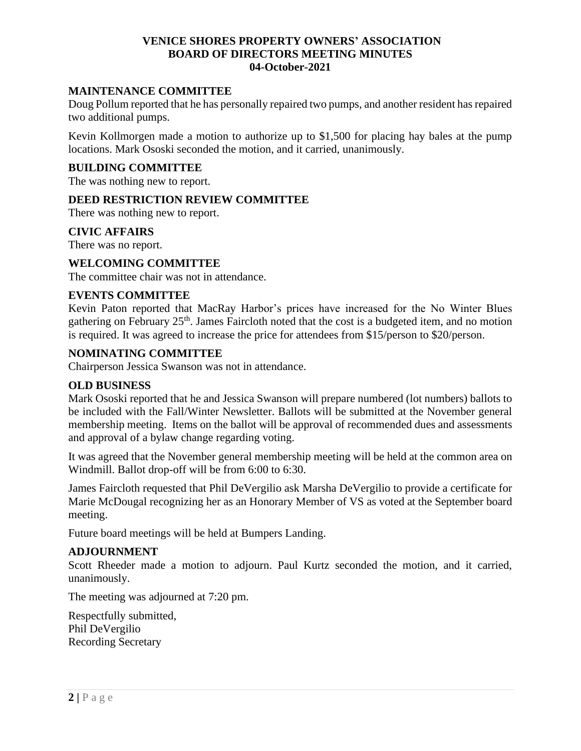# VENICE SHORES PROPERTY OWNERS' ASSOCIATION
# BOARD OF DIRECTORS MEETING MINUTES
# 04-October-2021

## MAINTENANCE COMMITTEE

Doug Pollum reported that he has personally repaired two pumps, and another resident has repaired two additional pumps.

Kevin Kollmorgen made a motion to authorize up to $1,500 for placing hay bales at the pump locations. Mark Ososki seconded the motion, and it carried, unanimously.

## BUILDING COMMITTEE

The was nothing new to report.

## DEED RESTRICTION REVIEW COMMITTEE

There was nothing new to report.

## CIVIC AFFAIRS

There was no report.

## WELCOMING COMMITTEE

The committee chair was not in attendance.

## EVENTS COMMITTEE

Kevin Paton reported that MacRay Harbor's prices have increased for the No Winter Blues gathering on February 25th. James Faircloth noted that the cost is a budgeted item, and no motion is required. It was agreed to increase the price for attendees from $15/person to $20/person.

## NOMINATING COMMITTEE

Chairperson Jessica Swanson was not in attendance.

## OLD BUSINESS

Mark Ososki reported that he and Jessica Swanson will prepare numbered (lot numbers) ballots to be included with the Fall/Winter Newsletter. Ballots will be submitted at the November general membership meeting. Items on the ballot will be approval of recommended dues and assessments and approval of a bylaw change regarding voting.

It was agreed that the November general membership meeting will be held at the common area on Windmill. Ballot drop-off will be from 6:00 to 6:30.

James Faircloth requested that Phil DeVergilio ask Marsha DeVergilio to provide a certificate for Marie McDougal recognizing her as an Honorary Member of VS as voted at the September board meeting.

Future board meetings will be held at Bumpers Landing.

## ADJOURNMENT

Scott Rheeder made a motion to adjourn. Paul Kurtz seconded the motion, and it carried, unanimously.

The meeting was adjourned at 7:20 pm.

Respectfully submitted,
Phil DeVergilio
Recording Secretary